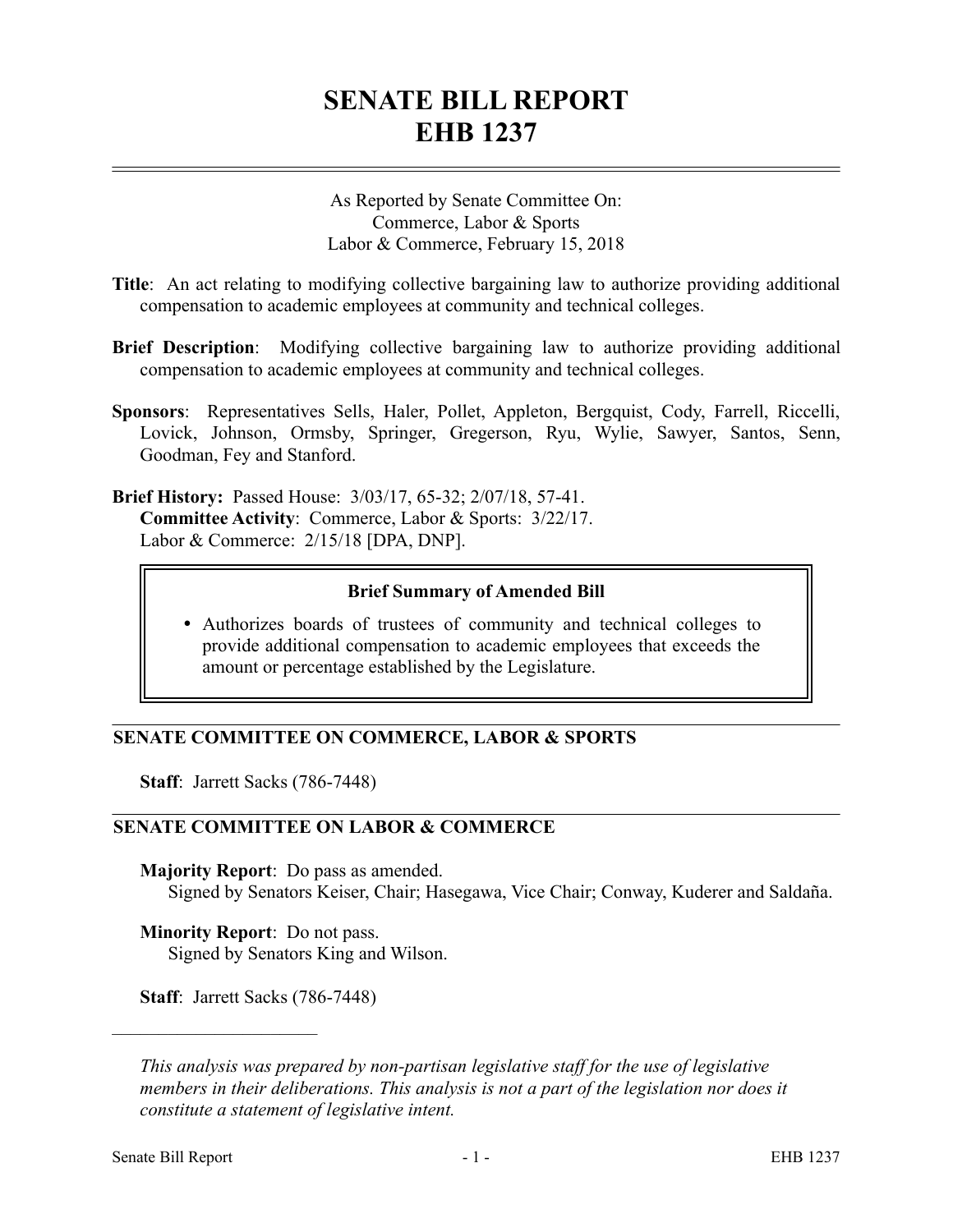# SENATE BILL REPORT
# EHB 1237

As Reported by Senate Committee On:
Commerce, Labor & Sports
Labor & Commerce, February 15, 2018

**Title**: An act relating to modifying collective bargaining law to authorize providing additional compensation to academic employees at community and technical colleges.

**Brief Description**: Modifying collective bargaining law to authorize providing additional compensation to academic employees at community and technical colleges.

**Sponsors**: Representatives Sells, Haler, Pollet, Appleton, Bergquist, Cody, Farrell, Riccelli, Lovick, Johnson, Ormsby, Springer, Gregerson, Ryu, Wylie, Sawyer, Santos, Senn, Goodman, Fey and Stanford.

**Brief History:** Passed House: 3/03/17, 65-32; 2/07/18, 57-41.
**Committee Activity**: Commerce, Labor & Sports: 3/22/17.
Labor & Commerce: 2/15/18 [DPA, DNP].

### Brief Summary of Amended Bill

- Authorizes boards of trustees of community and technical colleges to provide additional compensation to academic employees that exceeds the amount or percentage established by the Legislature.

## SENATE COMMITTEE ON COMMERCE, LABOR & SPORTS

**Staff**: Jarrett Sacks (786-7448)

## SENATE COMMITTEE ON LABOR & COMMERCE

**Majority Report**: Do pass as amended.
Signed by Senators Keiser, Chair; Hasegawa, Vice Chair; Conway, Kuderer and Saldaña.

**Minority Report**: Do not pass.
Signed by Senators King and Wilson.

**Staff**: Jarrett Sacks (786-7448)

---

*This analysis was prepared by non-partisan legislative staff for the use of legislative members in their deliberations. This analysis is not a part of the legislation nor does it constitute a statement of legislative intent.*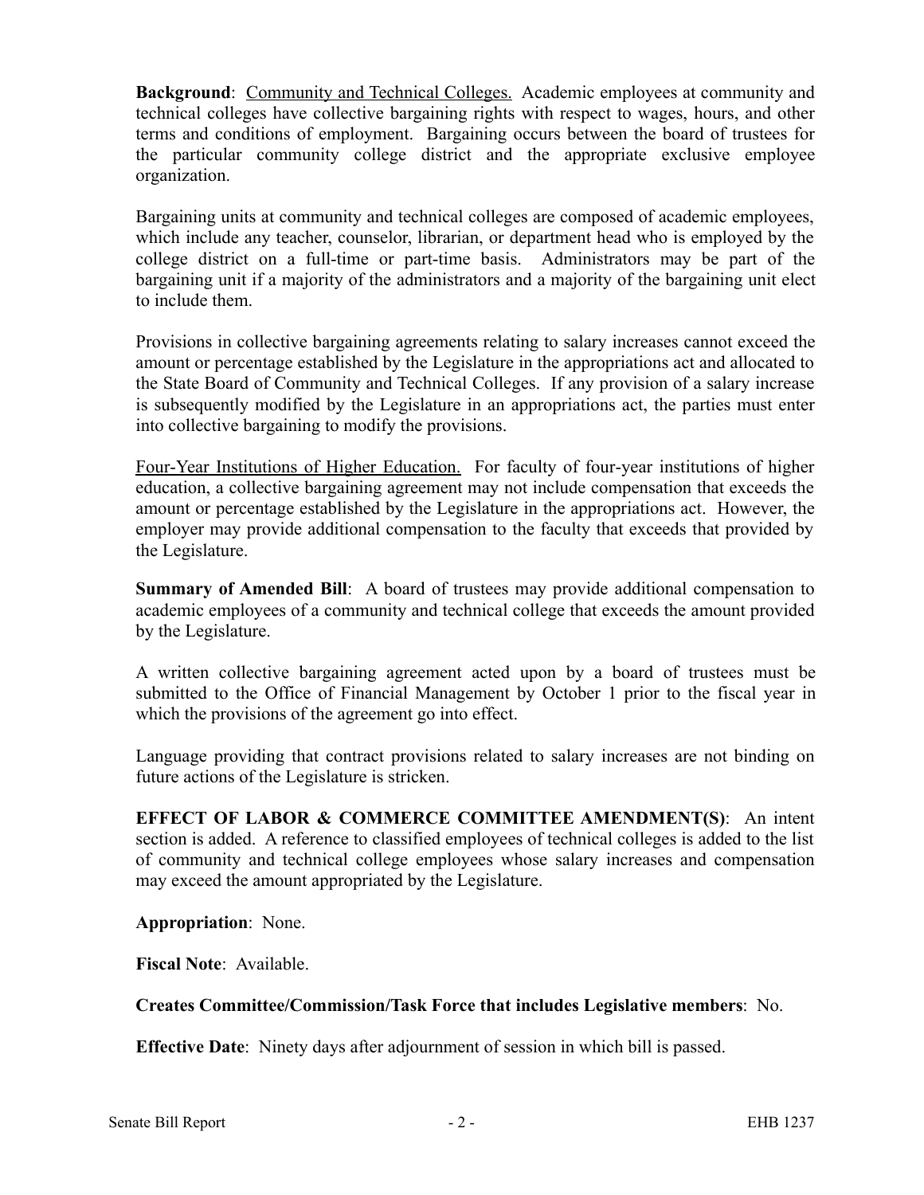**Background**: Community and Technical Colleges. Academic employees at community and technical colleges have collective bargaining rights with respect to wages, hours, and other terms and conditions of employment. Bargaining occurs between the board of trustees for the particular community college district and the appropriate exclusive employee organization.

Bargaining units at community and technical colleges are composed of academic employees, which include any teacher, counselor, librarian, or department head who is employed by the college district on a full-time or part-time basis. Administrators may be part of the bargaining unit if a majority of the administrators and a majority of the bargaining unit elect to include them.

Provisions in collective bargaining agreements relating to salary increases cannot exceed the amount or percentage established by the Legislature in the appropriations act and allocated to the State Board of Community and Technical Colleges. If any provision of a salary increase is subsequently modified by the Legislature in an appropriations act, the parties must enter into collective bargaining to modify the provisions.

Four-Year Institutions of Higher Education. For faculty of four-year institutions of higher education, a collective bargaining agreement may not include compensation that exceeds the amount or percentage established by the Legislature in the appropriations act. However, the employer may provide additional compensation to the faculty that exceeds that provided by the Legislature.

**Summary of Amended Bill**: A board of trustees may provide additional compensation to academic employees of a community and technical college that exceeds the amount provided by the Legislature.

A written collective bargaining agreement acted upon by a board of trustees must be submitted to the Office of Financial Management by October 1 prior to the fiscal year in which the provisions of the agreement go into effect.

Language providing that contract provisions related to salary increases are not binding on future actions of the Legislature is stricken.

**EFFECT OF LABOR & COMMERCE COMMITTEE AMENDMENT(S)**: An intent section is added. A reference to classified employees of technical colleges is added to the list of community and technical college employees whose salary increases and compensation may exceed the amount appropriated by the Legislature.

**Appropriation**: None.

**Fiscal Note**: Available.

**Creates Committee/Commission/Task Force that includes Legislative members**: No.

**Effective Date**: Ninety days after adjournment of session in which bill is passed.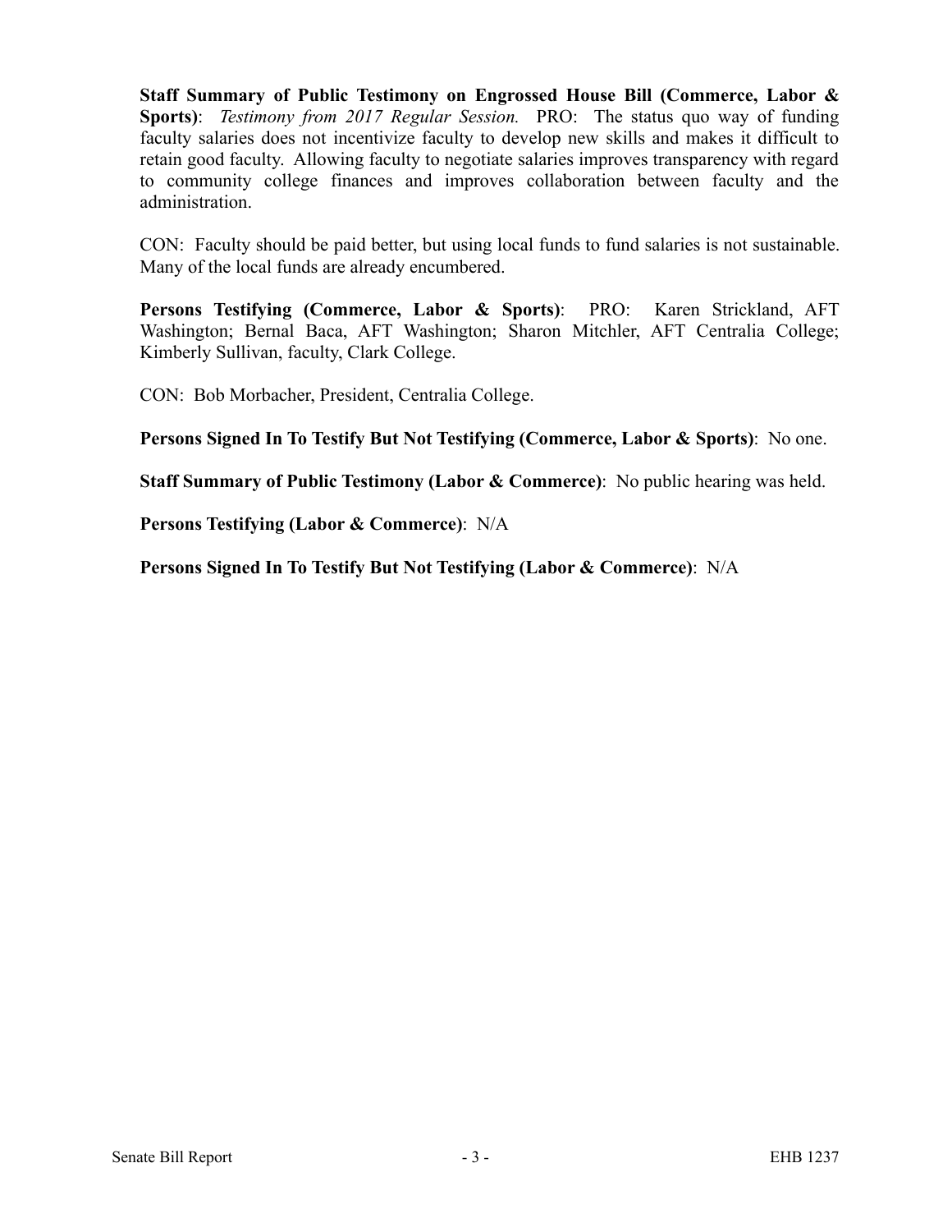**Staff Summary of Public Testimony on Engrossed House Bill (Commerce, Labor & Sports)**: *Testimony from 2017 Regular Session.* PRO: The status quo way of funding faculty salaries does not incentivize faculty to develop new skills and makes it difficult to retain good faculty. Allowing faculty to negotiate salaries improves transparency with regard to community college finances and improves collaboration between faculty and the administration.

CON: Faculty should be paid better, but using local funds to fund salaries is not sustainable. Many of the local funds are already encumbered.

**Persons Testifying (Commerce, Labor & Sports)**: PRO: Karen Strickland, AFT Washington; Bernal Baca, AFT Washington; Sharon Mitchler, AFT Centralia College; Kimberly Sullivan, faculty, Clark College.

CON: Bob Morbacher, President, Centralia College.

**Persons Signed In To Testify But Not Testifying (Commerce, Labor & Sports)**: No one.

**Staff Summary of Public Testimony (Labor & Commerce)**: No public hearing was held.

**Persons Testifying (Labor & Commerce)**: N/A

**Persons Signed In To Testify But Not Testifying (Labor & Commerce)**: N/A